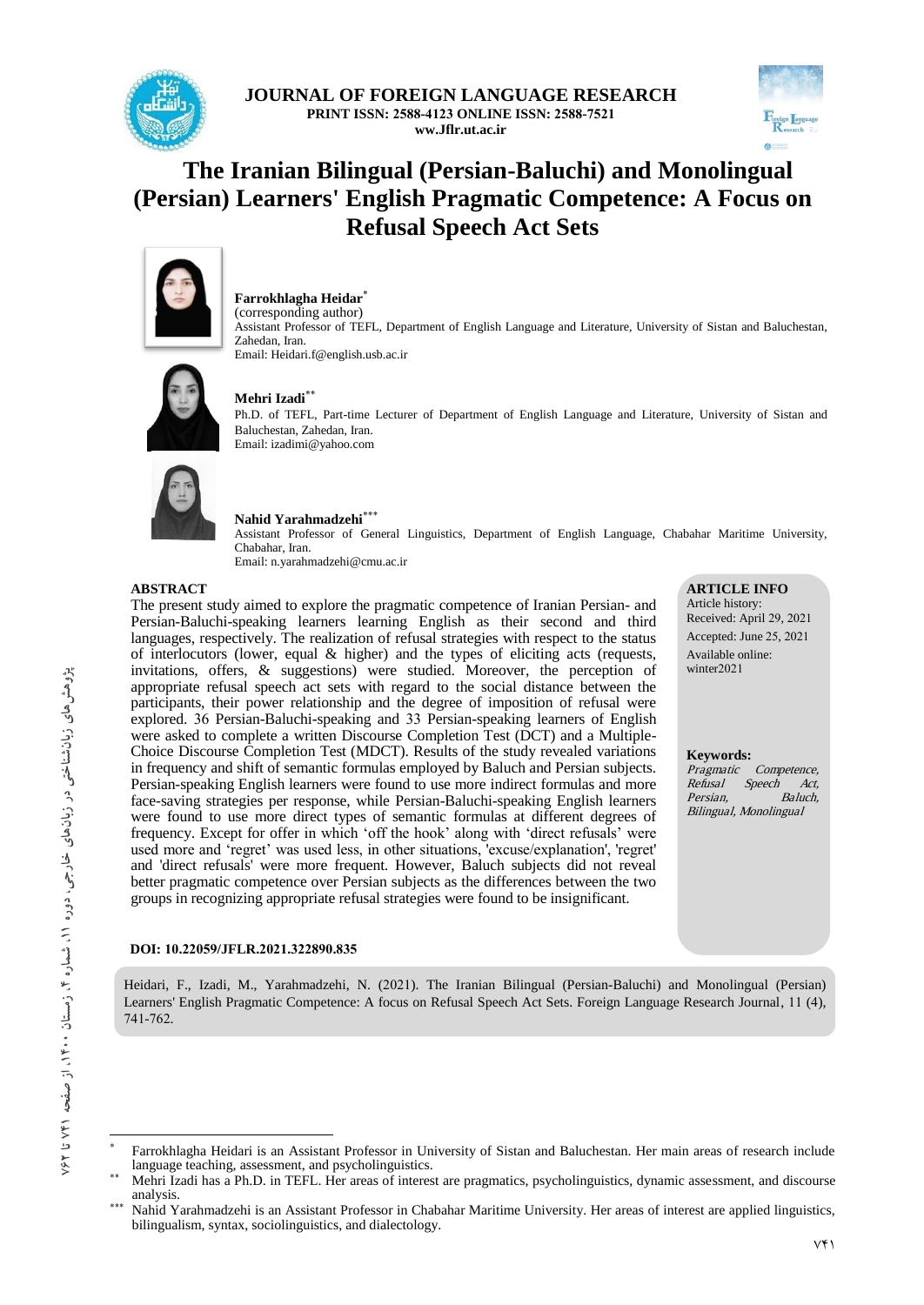JOURNAL OF FOREIGN LANGUAGE RESEARCH
PRINT ISSN: 2588-4123 ONLINE ISSN: 2588-7521
ww.Jflr.ut.ac.ir

# The Iranian Bilingual (Persian-Baluchi) and Monolingual (Persian) Learners' English Pragmatic Competence: A Focus on Refusal Speech Act Sets

**Farrokhlagha Heidar**[*]
(corresponding author)
Assistant Professor of TEFL, Department of English Language and Literature, University of Sistan and Baluchestan, Zahedan, Iran.
Email: Heidari.f@english.usb.ac.ir

**Mehri Izadi**[**]
Ph.D. of TEFL, Part-time Lecturer of Department of English Language and Literature, University of Sistan and Baluchestan, Zahedan, Iran.
Email: izadimi@yahoo.com

**Nahid Yarahmadzehi**[***]
Assistant Professor of General Linguistics, Department of English Language, Chabahar Maritime University, Chabahar, Iran.
Email: n.yarahmadzehi@cmu.ac.ir

## ABSTRACT

The present study aimed to explore the pragmatic competence of Iranian Persian- and Persian-Baluchi-speaking learners learning English as their second and third languages, respectively. The realization of refusal strategies with respect to the status of interlocutors (lower, equal & higher) and the types of eliciting acts (requests, invitations, offers, & suggestions) were studied. Moreover, the perception of appropriate refusal speech act sets with regard to the social distance between the participants, their power relationship and the degree of imposition of refusal were explored. 36 Persian-Baluchi-speaking and 33 Persian-speaking learners of English were asked to complete a written Discourse Completion Test (DCT) and a Multiple-Choice Discourse Completion Test (MDCT). Results of the study revealed variations in frequency and shift of semantic formulas employed by Baluch and Persian subjects. Persian-speaking English learners were found to use more indirect formulas and more face-saving strategies per response, while Persian-Baluchi-speaking English learners were found to use more direct types of semantic formulas at different degrees of frequency. Except for offer in which 'off the hook' along with 'direct refusals' were used more and 'regret' was used less, in other situations, 'excuse/explanation', 'regret' and 'direct refusals' were more frequent. However, Baluch subjects did not reveal better pragmatic competence over Persian subjects as the differences between the two groups in recognizing appropriate refusal strategies were found to be insignificant.

**DOI: 10.22059/JFLR.2021.322890.835**

**ARTICLE INFO**
Article history:
Received: April 29, 2021
Accepted: June 25, 2021
Available online: winter2021

**Keywords:**
*Pragmatic Competence, Refusal Speech Act, Persian, Baluch, Bilingual, Monolingual*

Heidari, F., Izadi, M., Yarahmadzehi, N. (2021). The Iranian Bilingual (Persian-Baluchi) and Monolingual (Persian) Learners' English Pragmatic Competence: A focus on Refusal Speech Act Sets. Foreign Language Research Journal, 11 (4), 741-762.

---

[*] Farrokhlagha Heidari is an Assistant Professor in University of Sistan and Baluchestan. Her main areas of research include language teaching, assessment, and psycholinguistics.

[**] Mehri Izadi has a Ph.D. in TEFL. Her areas of interest are pragmatics, psycholinguistics, dynamic assessment, and discourse analysis.

[***] Nahid Yarahmadzehi is an Assistant Professor in Chabahar Maritime University. Her areas of interest are applied linguistics, bilingualism, syntax, sociolinguistics, and dialectology.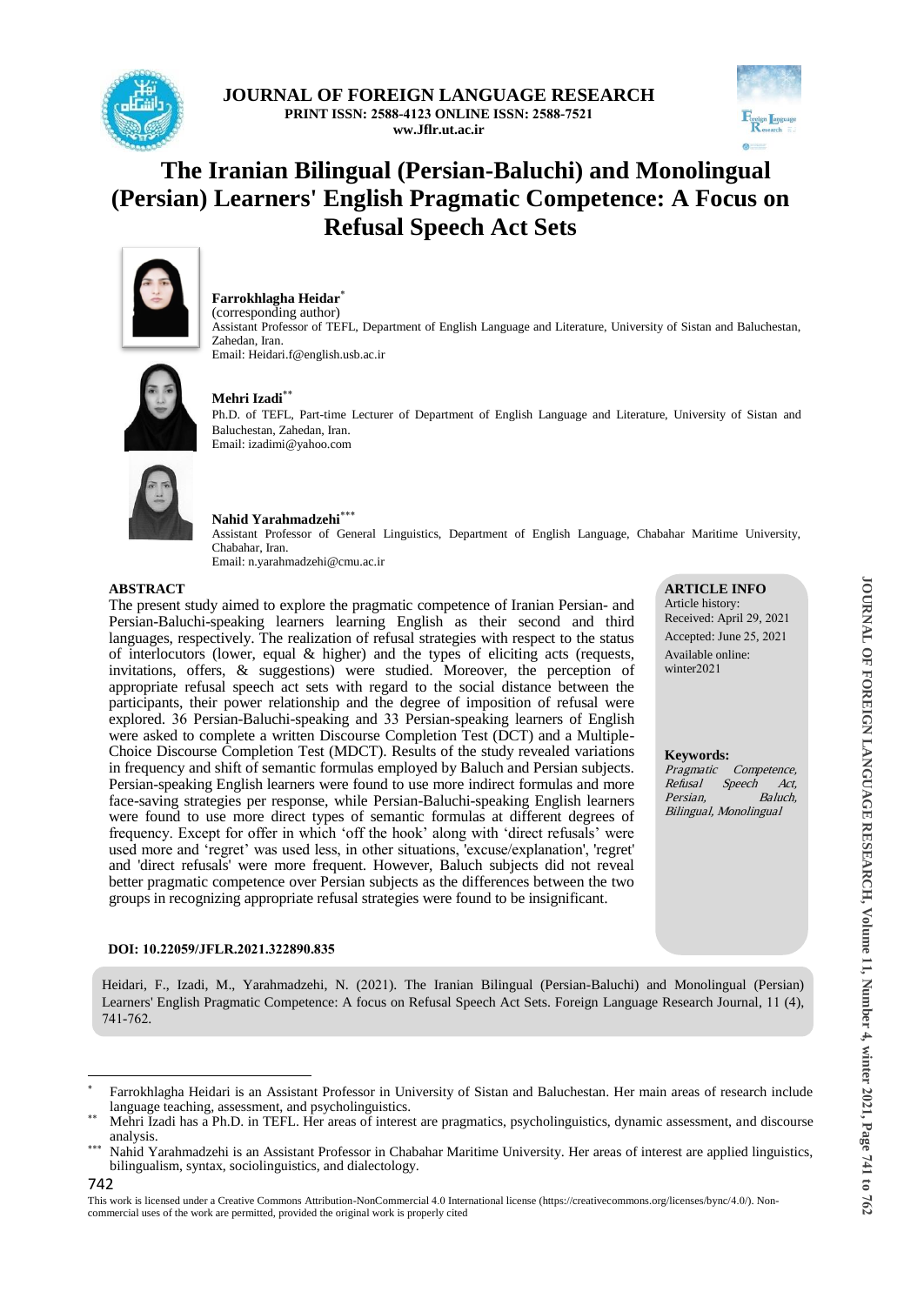# The Iranian Bilingual (Persian-Baluchi) and Monolingual (Persian) Learners' English Pragmatic Competence: A Focus on Refusal Speech Act Sets

**Farrokhlagha Heidar**[*]
(corresponding author)
Assistant Professor of TEFL, Department of English Language and Literature, University of Sistan and Baluchestan, Zahedan, Iran.
Email: Heidari.f@english.usb.ac.ir

**Mehri Izadi**[**]
Ph.D. of TEFL, Part-time Lecturer of Department of English Language and Literature, University of Sistan and Baluchestan, Zahedan, Iran.
Email: izadimi@yahoo.com

**Nahid Yarahmadzehi**[***]
Assistant Professor of General Linguistics, Department of English Language, Chabahar Maritime University, Chabahar, Iran.
Email: n.yarahmadzehi@cmu.ac.ir

## ABSTRACT

The present study aimed to explore the pragmatic competence of Iranian Persian- and Persian-Baluchi-speaking learners learning English as their second and third languages, respectively. The realization of refusal strategies with respect to the status of interlocutors (lower, equal & higher) and the types of eliciting acts (requests, invitations, offers, & suggestions) were studied. Moreover, the perception of appropriate refusal speech act sets with regard to the social distance between the participants, their power relationship and the degree of imposition of refusal were explored. 36 Persian-Baluchi-speaking and 33 Persian-speaking learners of English were asked to complete a written Discourse Completion Test (DCT) and a Multiple-Choice Discourse Completion Test (MDCT). Results of the study revealed variations in frequency and shift of semantic formulas employed by Baluch and Persian subjects. Persian-speaking English learners were found to use more indirect formulas and more face-saving strategies per response, while Persian-Baluchi-speaking English learners were found to use more direct types of semantic formulas at different degrees of frequency. Except for offer in which 'off the hook' along with 'direct refusals' were used more and 'regret' was used less, in other situations, 'excuse/explanation', 'regret' and 'direct refusals' were more frequent. However, Baluch subjects did not reveal better pragmatic competence over Persian subjects as the differences between the two groups in recognizing appropriate refusal strategies were found to be insignificant.

## ARTICLE INFO

Article history:
Received: April 29, 2021
Accepted: June 25, 2021
Available online: winter2021

**Keywords:**
*Pragmatic Competence, Refusal Speech Act, Persian, Baluch, Bilingual, Monolingual*

**DOI: 10.22059/JFLR.2021.322890.835**

Heidari, F., Izadi, M., Yarahmadzehi, N. (2021). The Iranian Bilingual (Persian-Baluchi) and Monolingual (Persian) Learners' English Pragmatic Competence: A focus on Refusal Speech Act Sets. Foreign Language Research Journal, 11 (4), 741-762.

---

[*] Farrokhlagha Heidari is an Assistant Professor in University of Sistan and Baluchestan. Her main areas of research include language teaching, assessment, and psycholinguistics.

[**] Mehri Izadi has a Ph.D. in TEFL. Her areas of interest are pragmatics, psycholinguistics, dynamic assessment, and discourse analysis.

[***] Nahid Yarahmadzehi is an Assistant Professor in Chabahar Maritime University. Her areas of interest are applied linguistics, bilingualism, syntax, sociolinguistics, and dialectology.

This work is licensed under a Creative Commons Attribution-NonCommercial 4.0 International license (https://creativecommons.org/licenses/bync/4.0/). Non-commercial uses of the work are permitted, provided the original work is properly cited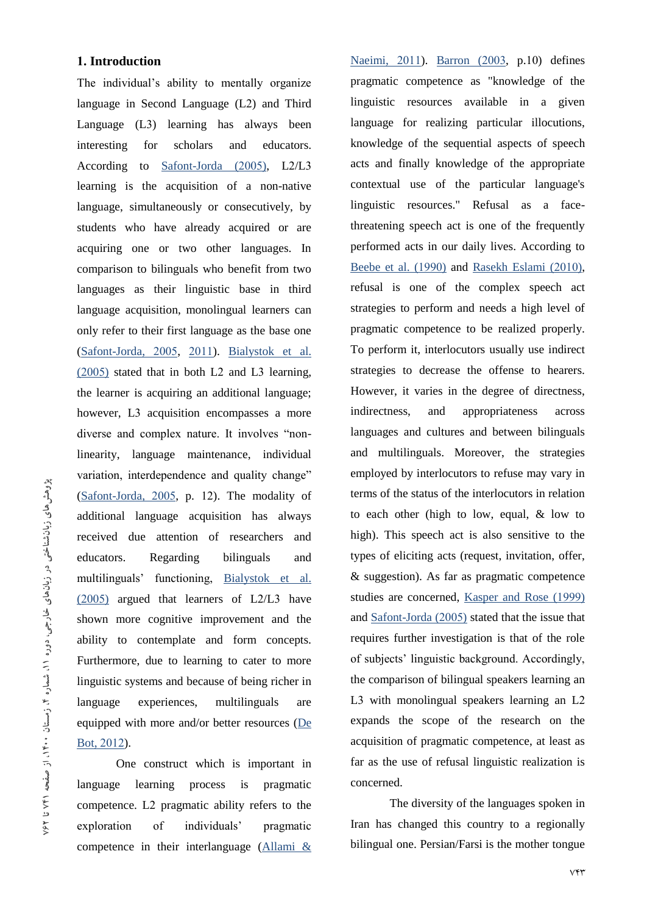## 1. Introduction

The individual's ability to mentally organize language in Second Language (L2) and Third Language (L3) learning has always been interesting for scholars and educators. According to Safont-Jorda (2005), L2/L3 learning is the acquisition of a non-native language, simultaneously or consecutively, by students who have already acquired or are acquiring one or two other languages. In comparison to bilinguals who benefit from two languages as their linguistic base in third language acquisition, monolingual learners can only refer to their first language as the base one (Safont-Jorda, 2005, 2011). Bialystok et al. (2005) stated that in both L2 and L3 learning, the learner is acquiring an additional language; however, L3 acquisition encompasses a more diverse and complex nature. It involves "non-linearity, language maintenance, individual variation, interdependence and quality change" (Safont-Jorda, 2005, p. 12). The modality of additional language acquisition has always received due attention of researchers and educators. Regarding bilinguals and multilinguals' functioning, Bialystok et al. (2005) argued that learners of L2/L3 have shown more cognitive improvement and the ability to contemplate and form concepts. Furthermore, due to learning to cater to more linguistic systems and because of being richer in language experiences, multilinguals are equipped with more and/or better resources (De Bot, 2012).

One construct which is important in language learning process is pragmatic competence. L2 pragmatic ability refers to the exploration of individuals' pragmatic competence in their interlanguage (Allami & Naeimi, 2011). Barron (2003, p.10) defines pragmatic competence as "knowledge of the linguistic resources available in a given language for realizing particular illocutions, knowledge of the sequential aspects of speech acts and finally knowledge of the appropriate contextual use of the particular language's linguistic resources." Refusal as a face-threatening speech act is one of the frequently performed acts in our daily lives. According to Beebe et al. (1990) and Rasekh Eslami (2010), refusal is one of the complex speech act strategies to perform and needs a high level of pragmatic competence to be realized properly. To perform it, interlocutors usually use indirect strategies to decrease the offense to hearers. However, it varies in the degree of directness, indirectness, and appropriateness across languages and cultures and between bilinguals and multilinguals. Moreover, the strategies employed by interlocutors to refuse may vary in terms of the status of the interlocutors in relation to each other (high to low, equal, & low to high). This speech act is also sensitive to the types of eliciting acts (request, invitation, offer, & suggestion). As far as pragmatic competence studies are concerned, Kasper and Rose (1999) and Safont-Jorda (2005) stated that the issue that requires further investigation is that of the role of subjects' linguistic background. Accordingly, the comparison of bilingual speakers learning an L3 with monolingual speakers learning an L2 expands the scope of the research on the acquisition of pragmatic competence, at least as far as the use of refusal linguistic realization is concerned.

The diversity of the languages spoken in Iran has changed this country to a regionally bilingual one. Persian/Farsi is the mother tongue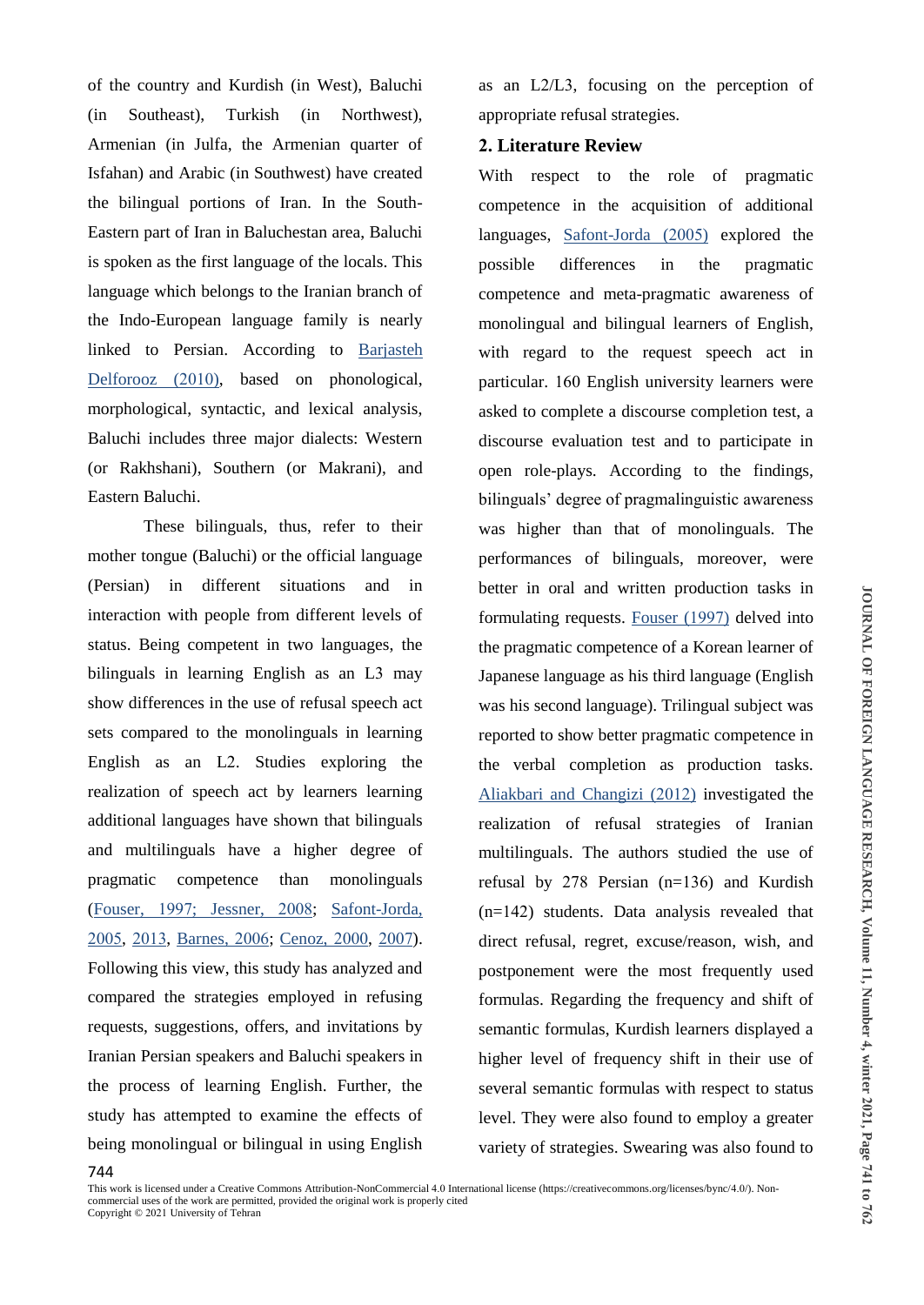of the country and Kurdish (in West), Baluchi (in Southeast), Turkish (in Northwest), Armenian (in Julfa, the Armenian quarter of Isfahan) and Arabic (in Southwest) have created the bilingual portions of Iran. In the South-Eastern part of Iran in Baluchestan area, Baluchi is spoken as the first language of the locals. This language which belongs to the Iranian branch of the Indo-European language family is nearly linked to Persian. According to Barjasteh Delforooz (2010), based on phonological, morphological, syntactic, and lexical analysis, Baluchi includes three major dialects: Western (or Rakhshani), Southern (or Makrani), and Eastern Baluchi.

These bilinguals, thus, refer to their mother tongue (Baluchi) or the official language (Persian) in different situations and in interaction with people from different levels of status. Being competent in two languages, the bilinguals in learning English as an L3 may show differences in the use of refusal speech act sets compared to the monolinguals in learning English as an L2. Studies exploring the realization of speech act by learners learning additional languages have shown that bilinguals and multilinguals have a higher degree of pragmatic competence than monolinguals (Fouser, 1997; Jessner, 2008; Safont-Jorda, 2005, 2013, Barnes, 2006; Cenoz, 2000, 2007). Following this view, this study has analyzed and compared the strategies employed in refusing requests, suggestions, offers, and invitations by Iranian Persian speakers and Baluchi speakers in the process of learning English. Further, the study has attempted to examine the effects of being monolingual or bilingual in using English as an L2/L3, focusing on the perception of appropriate refusal strategies.

## 2. Literature Review

With respect to the role of pragmatic competence in the acquisition of additional languages, Safont-Jorda (2005) explored the possible differences in the pragmatic competence and meta-pragmatic awareness of monolingual and bilingual learners of English, with regard to the request speech act in particular. 160 English university learners were asked to complete a discourse completion test, a discourse evaluation test and to participate in open role-plays. According to the findings, bilinguals' degree of pragmalinguistic awareness was higher than that of monolinguals. The performances of bilinguals, moreover, were better in oral and written production tasks in formulating requests. Fouser (1997) delved into the pragmatic competence of a Korean learner of Japanese language as his third language (English was his second language). Trilingual subject was reported to show better pragmatic competence in the verbal completion as production tasks. Aliakbari and Changizi (2012) investigated the realization of refusal strategies of Iranian multilinguals. The authors studied the use of refusal by 278 Persian (n=136) and Kurdish (n=142) students. Data analysis revealed that direct refusal, regret, excuse/reason, wish, and postponement were the most frequently used formulas. Regarding the frequency and shift of semantic formulas, Kurdish learners displayed a higher level of frequency shift in their use of several semantic formulas with respect to status level. They were also found to employ a greater variety of strategies. Swearing was also found to

This work is licensed under a Creative Commons Attribution-NonCommercial 4.0 International license (https://creativecommons.org/licenses/bync/4.0/). Non-commercial uses of the work are permitted, provided the original work is properly cited
Copyright © 2021 University of Tehran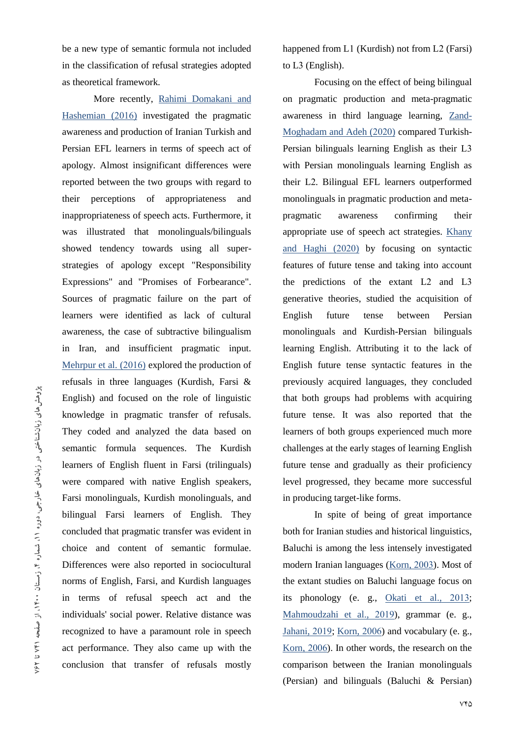be a new type of semantic formula not included in the classification of refusal strategies adopted as theoretical framework.

More recently, Rahimi Domakani and Hashemian (2016) investigated the pragmatic awareness and production of Iranian Turkish and Persian EFL learners in terms of speech act of apology. Almost insignificant differences were reported between the two groups with regard to their perceptions of appropriateness and inappropriateness of speech acts. Furthermore, it was illustrated that monolinguals/bilinguals showed tendency towards using all super-strategies of apology except "Responsibility Expressions" and "Promises of Forbearance". Sources of pragmatic failure on the part of learners were identified as lack of cultural awareness, the case of subtractive bilingualism in Iran, and insufficient pragmatic input. Mehrpur et al. (2016) explored the production of refusals in three languages (Kurdish, Farsi & English) and focused on the role of linguistic knowledge in pragmatic transfer of refusals. They coded and analyzed the data based on semantic formula sequences. The Kurdish learners of English fluent in Farsi (trilinguals) were compared with native English speakers, Farsi monolinguals, Kurdish monolinguals, and bilingual Farsi learners of English. They concluded that pragmatic transfer was evident in choice and content of semantic formulae. Differences were also reported in sociocultural norms of English, Farsi, and Kurdish languages in terms of refusal speech act and the individuals' social power. Relative distance was recognized to have a paramount role in speech act performance. They also came up with the conclusion that transfer of refusals mostly happened from L1 (Kurdish) not from L2 (Farsi) to L3 (English).

Focusing on the effect of being bilingual on pragmatic production and meta-pragmatic awareness in third language learning, Zand-Moghadam and Adeh (2020) compared Turkish-Persian bilinguals learning English as their L3 with Persian monolinguals learning English as their L2. Bilingual EFL learners outperformed monolinguals in pragmatic production and meta-pragmatic awareness confirming their appropriate use of speech act strategies. Khany and Haghi (2020) by focusing on syntactic features of future tense and taking into account the predictions of the extant L2 and L3 generative theories, studied the acquisition of English future tense between Persian monolinguals and Kurdish-Persian bilinguals learning English. Attributing it to the lack of English future tense syntactic features in the previously acquired languages, they concluded that both groups had problems with acquiring future tense. It was also reported that the learners of both groups experienced much more challenges at the early stages of learning English future tense and gradually as their proficiency level progressed, they became more successful in producing target-like forms.

In spite of being of great importance both for Iranian studies and historical linguistics, Baluchi is among the less intensely investigated modern Iranian languages (Korn, 2003). Most of the extant studies on Baluchi language focus on its phonology (e. g., Okati et al., 2013; Mahmoudzahi et al., 2019), grammar (e. g., Jahani, 2019; Korn, 2006) and vocabulary (e. g., Korn, 2006). In other words, the research on the comparison between the Iranian monolinguals (Persian) and bilinguals (Baluchi & Persian)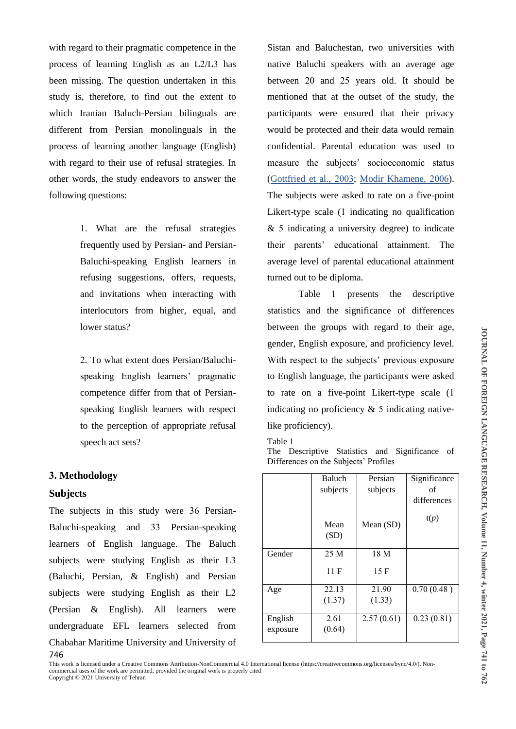with regard to their pragmatic competence in the process of learning English as an L2/L3 has been missing. The question undertaken in this study is, therefore, to find out the extent to which Iranian Baluch-Persian bilinguals are different from Persian monolinguals in the process of learning another language (English) with regard to their use of refusal strategies. In other words, the study endeavors to answer the following questions:

> 1. What are the refusal strategies frequently used by Persian- and Persian-Baluchi-speaking English learners in refusing suggestions, offers, requests, and invitations when interacting with interlocutors from higher, equal, and lower status?
>
> 2. To what extent does Persian/Baluchi-speaking English learners' pragmatic competence differ from that of Persian-speaking English learners with respect to the perception of appropriate refusal speech act sets?

## 3. Methodology

### Subjects

The subjects in this study were 36 Persian-Baluchi-speaking and 33 Persian-speaking learners of English language. The Baluch subjects were studying English as their L3 (Baluchi, Persian, & English) and Persian subjects were studying English as their L2 (Persian & English). All learners were undergraduate EFL learners selected from Chabahar Maritime University and University of Sistan and Baluchestan, two universities with native Baluchi speakers with an average age between 20 and 25 years old. It should be mentioned that at the outset of the study, the participants were ensured that their privacy would be protected and their data would remain confidential. Parental education was used to measure the subjects' socioeconomic status (Gottfried et al., 2003; Modir Khamene, 2006). The subjects were asked to rate on a five-point Likert-type scale (1 indicating no qualification & 5 indicating a university degree) to indicate their parents' educational attainment. The average level of parental educational attainment turned out to be diploma.

Table 1 presents the descriptive statistics and the significance of differences between the groups with regard to their age, gender, English exposure, and proficiency level. With respect to the subjects' previous exposure to English language, the participants were asked to rate on a five-point Likert-type scale (1 indicating no proficiency & 5 indicating native-like proficiency).

Table 1
The Descriptive Statistics and Significance of Differences on the Subjects' Profiles

| | Baluch subjects Mean (SD) | Persian subjects Mean (SD) | Significance of differences t(*p*) |
|---|---|---|---|
| Gender | 25 M<br>11 F | 18 M<br>15 F | |
| Age | 22.13 (1.37) | 21.90 (1.33) | 0.70 (0.48 ) |
| English exposure | 2.61 (0.64) | 2.57 (0.61) | 0.23 (0.81) |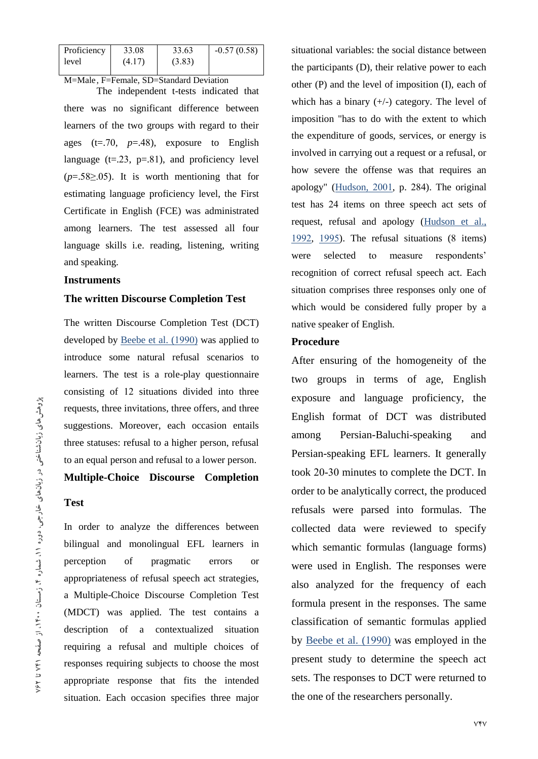| Proficiency level | 33.08 (4.17) | 33.63 (3.83) | -0.57 (0.58) |
|---|---|---|---|

M=Male, F=Female, SD=Standard Deviation

The independent t-tests indicated that there was no significant difference between learners of the two groups with regard to their ages (t=.70, *p*=.48), exposure to English language (t=.23, p=.81), and proficiency level (*p*=.58≥.05). It is worth mentioning that for estimating language proficiency level, the First Certificate in English (FCE) was administrated among learners. The test assessed all four language skills i.e. reading, listening, writing and speaking.

## Instruments

### The written Discourse Completion Test

The written Discourse Completion Test (DCT) developed by Beebe et al. (1990) was applied to introduce some natural refusal scenarios to learners. The test is a role-play questionnaire consisting of 12 situations divided into three requests, three invitations, three offers, and three suggestions. Moreover, each occasion entails three statuses: refusal to a higher person, refusal to an equal person and refusal to a lower person.

### Multiple-Choice Discourse Completion Test

In order to analyze the differences between bilingual and monolingual EFL learners in perception of pragmatic errors or appropriateness of refusal speech act strategies, a Multiple-Choice Discourse Completion Test (MDCT) was applied. The test contains a description of a contextualized situation requiring a refusal and multiple choices of responses requiring subjects to choose the most appropriate response that fits the intended situation. Each occasion specifies three major situational variables: the social distance between the participants (D), their relative power to each other (P) and the level of imposition (I), each of which has a binary (+/-) category. The level of imposition "has to do with the extent to which the expenditure of goods, services, or energy is involved in carrying out a request or a refusal, or how severe the offense was that requires an apology" (Hudson, 2001, p. 284). The original test has 24 items on three speech act sets of request, refusal and apology (Hudson et al., 1992, 1995). The refusal situations (8 items) were selected to measure respondents' recognition of correct refusal speech act. Each situation comprises three responses only one of which would be considered fully proper by a native speaker of English.

## Procedure

After ensuring of the homogeneity of the two groups in terms of age, English exposure and language proficiency, the English format of DCT was distributed among Persian-Baluchi-speaking and Persian-speaking EFL learners. It generally took 20-30 minutes to complete the DCT. In order to be analytically correct, the produced refusals were parsed into formulas. The collected data were reviewed to specify which semantic formulas (language forms) were used in English. The responses were also analyzed for the frequency of each formula present in the responses. The same classification of semantic formulas applied by Beebe et al. (1990) was employed in the present study to determine the speech act sets. The responses to DCT were returned to the one of the researchers personally.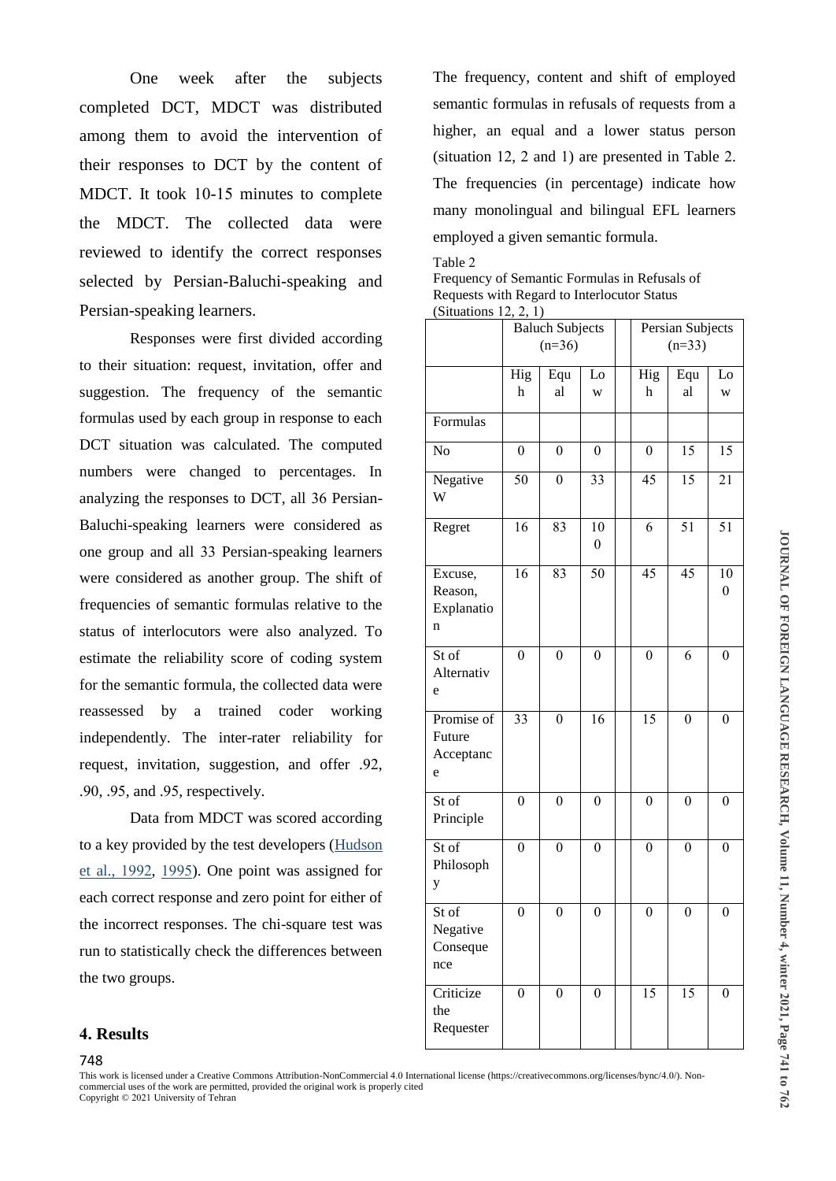One week after the subjects completed DCT, MDCT was distributed among them to avoid the intervention of their responses to DCT by the content of MDCT. It took 10-15 minutes to complete the MDCT. The collected data were reviewed to identify the correct responses selected by Persian-Baluchi-speaking and Persian-speaking learners.

Responses were first divided according to their situation: request, invitation, offer and suggestion. The frequency of the semantic formulas used by each group in response to each DCT situation was calculated. The computed numbers were changed to percentages. In analyzing the responses to DCT, all 36 Persian-Baluchi-speaking learners were considered as one group and all 33 Persian-speaking learners were considered as another group. The shift of frequencies of semantic formulas relative to the status of interlocutors were also analyzed. To estimate the reliability score of coding system for the semantic formula, the collected data were reassessed by a trained coder working independently. The inter-rater reliability for request, invitation, suggestion, and offer .92, .90, .95, and .95, respectively.

Data from MDCT was scored according to a key provided by the test developers (Hudson et al., 1992, 1995). One point was assigned for each correct response and zero point for either of the incorrect responses. The chi-square test was run to statistically check the differences between the two groups.

## 4. Results

The frequency, content and shift of employed semantic formulas in refusals of requests from a higher, an equal and a lower status person (situation 12, 2 and 1) are presented in Table 2. The frequencies (in percentage) indicate how many monolingual and bilingual EFL learners employed a given semantic formula.

Table 2
Frequency of Semantic Formulas in Refusals of Requests with Regard to Interlocutor Status (Situations 12, 2, 1)

| | Baluch Subjects (n=36) | | | | Persian Subjects (n=33) | | |
|---|---|---|---|---|---|---|---|
| | High | Equal | Low | | High | Equal | Low |
| Formulas | | | | | | | |
| No | 0 | 0 | 0 | | 0 | 15 | 15 |
| Negative W | 50 | 0 | 33 | | 45 | 15 | 21 |
| Regret | 16 | 83 | 100 | | 6 | 51 | 51 |
| Excuse, Reason, Explanation | 16 | 83 | 50 | | 45 | 45 | 100 |
| St of Alternative | 0 | 0 | 0 | | 0 | 6 | 0 |
| Promise of Future Acceptance | 33 | 0 | 16 | | 15 | 0 | 0 |
| St of Principle | 0 | 0 | 0 | | 0 | 0 | 0 |
| St of Philosophy | 0 | 0 | 0 | | 0 | 0 | 0 |
| St of Negative Consequence | 0 | 0 | 0 | | 0 | 0 | 0 |
| Criticize the Requester | 0 | 0 | 0 | | 15 | 15 | 0 |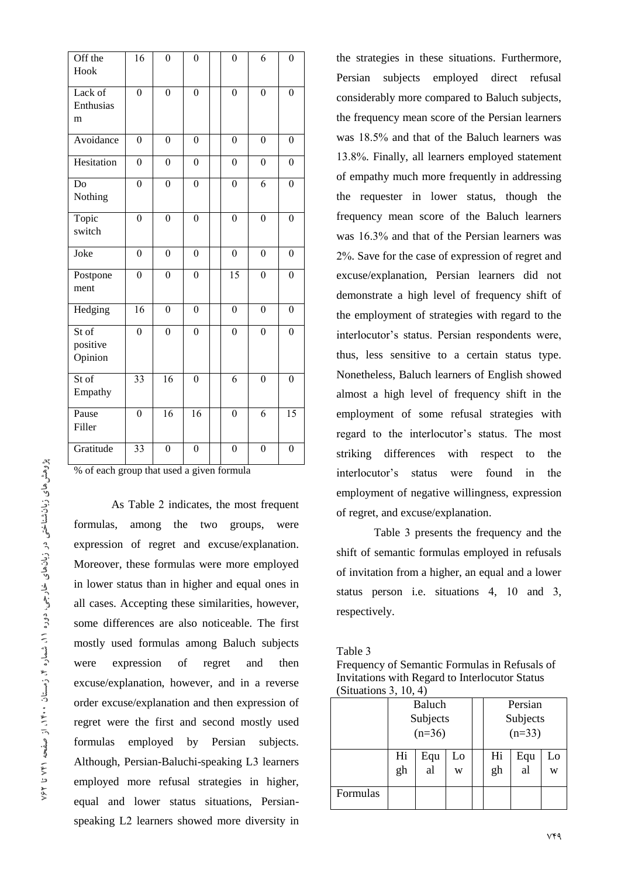| Off the Hook | 16 | 0 | 0 | | 0 | 6 | 0 |
|---|---|---|---|---|---|---|---|
| Lack of Enthusiasm | 0 | 0 | 0 | | 0 | 0 | 0 |
| Avoidance | 0 | 0 | 0 | | 0 | 0 | 0 |
| Hesitation | 0 | 0 | 0 | | 0 | 0 | 0 |
| Do Nothing | 0 | 0 | 0 | | 0 | 6 | 0 |
| Topic switch | 0 | 0 | 0 | | 0 | 0 | 0 |
| Joke | 0 | 0 | 0 | | 0 | 0 | 0 |
| Postponement | 0 | 0 | 0 | | 15 | 0 | 0 |
| Hedging | 16 | 0 | 0 | | 0 | 0 | 0 |
| St of positive Opinion | 0 | 0 | 0 | | 0 | 0 | 0 |
| St of Empathy | 33 | 16 | 0 | | 6 | 0 | 0 |
| Pause Filler | 0 | 16 | 16 | | 0 | 6 | 15 |
| Gratitude | 33 | 0 | 0 | | 0 | 0 | 0 |

% of each group that used a given formula

As Table 2 indicates, the most frequent formulas, among the two groups, were expression of regret and excuse/explanation. Moreover, these formulas were more employed in lower status than in higher and equal ones in all cases. Accepting these similarities, however, some differences are also noticeable. The first mostly used formulas among Baluch subjects were expression of regret and then excuse/explanation, however, and in a reverse order excuse/explanation and then expression of regret were the first and second mostly used formulas employed by Persian subjects. Although, Persian-Baluchi-speaking L3 learners employed more refusal strategies in higher, equal and lower status situations, Persian-speaking L2 learners showed more diversity in the strategies in these situations. Furthermore, Persian subjects employed direct refusal considerably more compared to Baluch subjects, the frequency mean score of the Persian learners was 18.5% and that of the Baluch learners was 13.8%. Finally, all learners employed statement of empathy much more frequently in addressing the requester in lower status, though the frequency mean score of the Baluch learners was 16.3% and that of the Persian learners was 2%. Save for the case of expression of regret and excuse/explanation, Persian learners did not demonstrate a high level of frequency shift of the employment of strategies with regard to the interlocutor's status. Persian respondents were, thus, less sensitive to a certain status type. Nonetheless, Baluch learners of English showed almost a high level of frequency shift in the employment of some refusal strategies with regard to the interlocutor's status. The most striking differences with respect to the interlocutor's status were found in the employment of negative willingness, expression of regret, and excuse/explanation.

Table 3 presents the frequency and the shift of semantic formulas employed in refusals of invitation from a higher, an equal and a lower status person i.e. situations 4, 10 and 3, respectively.

Table 3
Frequency of Semantic Formulas in Refusals of Invitations with Regard to Interlocutor Status (Situations 3, 10, 4)

| | Baluch Subjects (n=36) | | | | Persian Subjects (n=33) | | |
|---|---|---|---|---|---|---|---|
| | High | Equal | Low | | High | Equal | Low |
| Formulas | | | | | | | |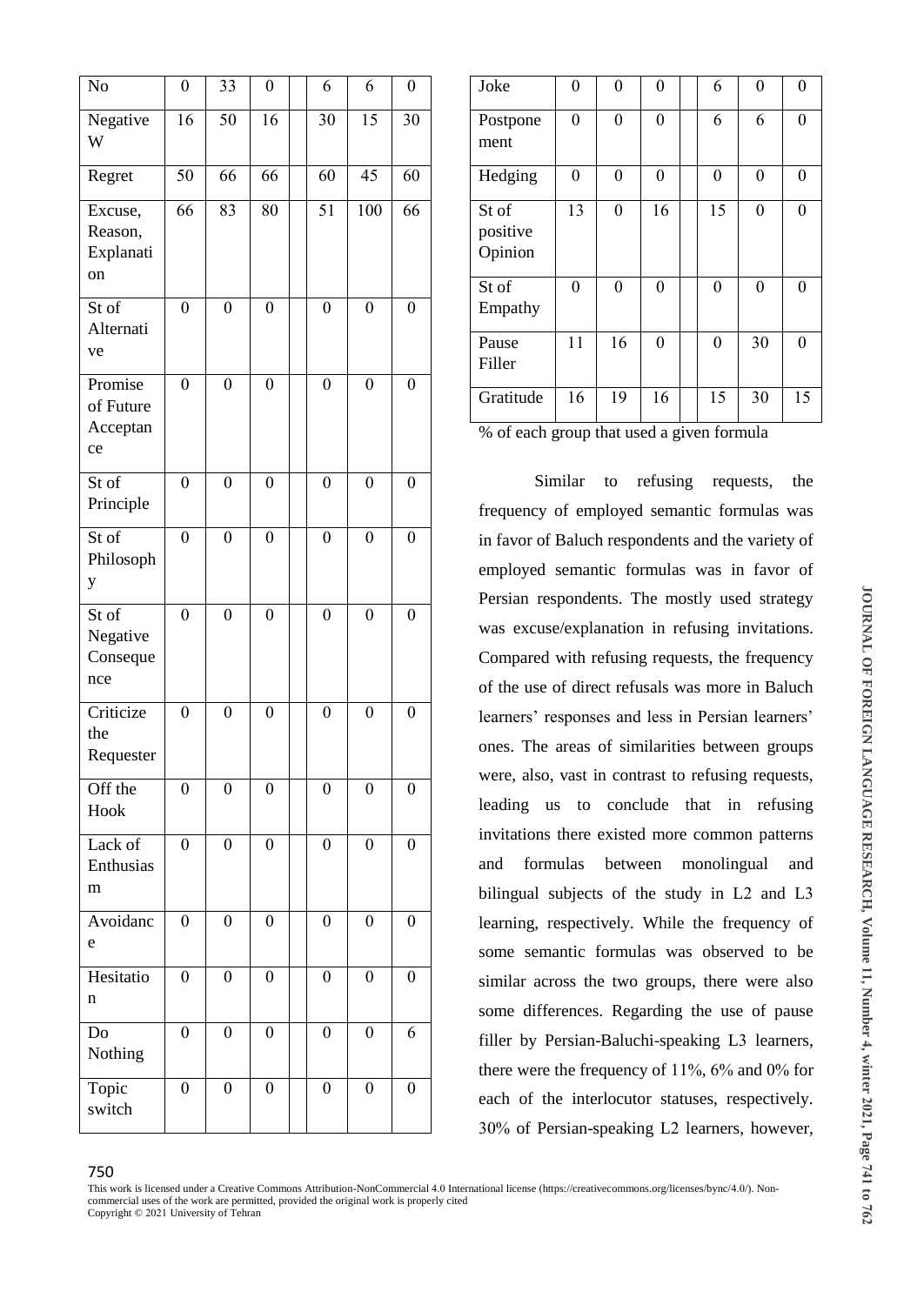| No | 0 | 33 | 0 | | 6 | 6 | 0 |
|---|---|---|---|---|---|---|---|
| Negative W | 16 | 50 | 16 | | 30 | 15 | 30 |
| Regret | 50 | 66 | 66 | | 60 | 45 | 60 |
| Excuse, Reason, Explanation | 66 | 83 | 80 | | 51 | 100 | 66 |
| St of Alternative | 0 | 0 | 0 | | 0 | 0 | 0 |
| Promise of Future Acceptance | 0 | 0 | 0 | | 0 | 0 | 0 |
| St of Principle | 0 | 0 | 0 | | 0 | 0 | 0 |
| St of Philosophy | 0 | 0 | 0 | | 0 | 0 | 0 |
| St of Negative Consequence | 0 | 0 | 0 | | 0 | 0 | 0 |
| Criticize the Requester | 0 | 0 | 0 | | 0 | 0 | 0 |
| Off the Hook | 0 | 0 | 0 | | 0 | 0 | 0 |
| Lack of Enthusiasm | 0 | 0 | 0 | | 0 | 0 | 0 |
| Avoidance | 0 | 0 | 0 | | 0 | 0 | 0 |
| Hesitation | 0 | 0 | 0 | | 0 | 0 | 0 |
| Do Nothing | 0 | 0 | 0 | | 0 | 0 | 6 |
| Topic switch | 0 | 0 | 0 | | 0 | 0 | 0 |
| Joke | 0 | 0 | 0 | | 6 | 0 | 0 |
| Postponement | 0 | 0 | 0 | | 6 | 6 | 0 |
| Hedging | 0 | 0 | 0 | | 0 | 0 | 0 |
| St of positive Opinion | 13 | 0 | 16 | | 15 | 0 | 0 |
| St of Empathy | 0 | 0 | 0 | | 0 | 0 | 0 |
| Pause Filler | 11 | 16 | 0 | | 0 | 30 | 0 |
| Gratitude | 16 | 19 | 16 | | 15 | 30 | 15 |

% of each group that used a given formula

Similar to refusing requests, the frequency of employed semantic formulas was in favor of Baluch respondents and the variety of employed semantic formulas was in favor of Persian respondents. The mostly used strategy was excuse/explanation in refusing invitations. Compared with refusing requests, the frequency of the use of direct refusals was more in Baluch learners' responses and less in Persian learners' ones. The areas of similarities between groups were, also, vast in contrast to refusing requests, leading us to conclude that in refusing invitations there existed more common patterns and formulas between monolingual and bilingual subjects of the study in L2 and L3 learning, respectively. While the frequency of some semantic formulas was observed to be similar across the two groups, there were also some differences. Regarding the use of pause filler by Persian-Baluchi-speaking L3 learners, there were the frequency of 11%, 6% and 0% for each of the interlocutor statuses, respectively. 30% of Persian-speaking L2 learners, however,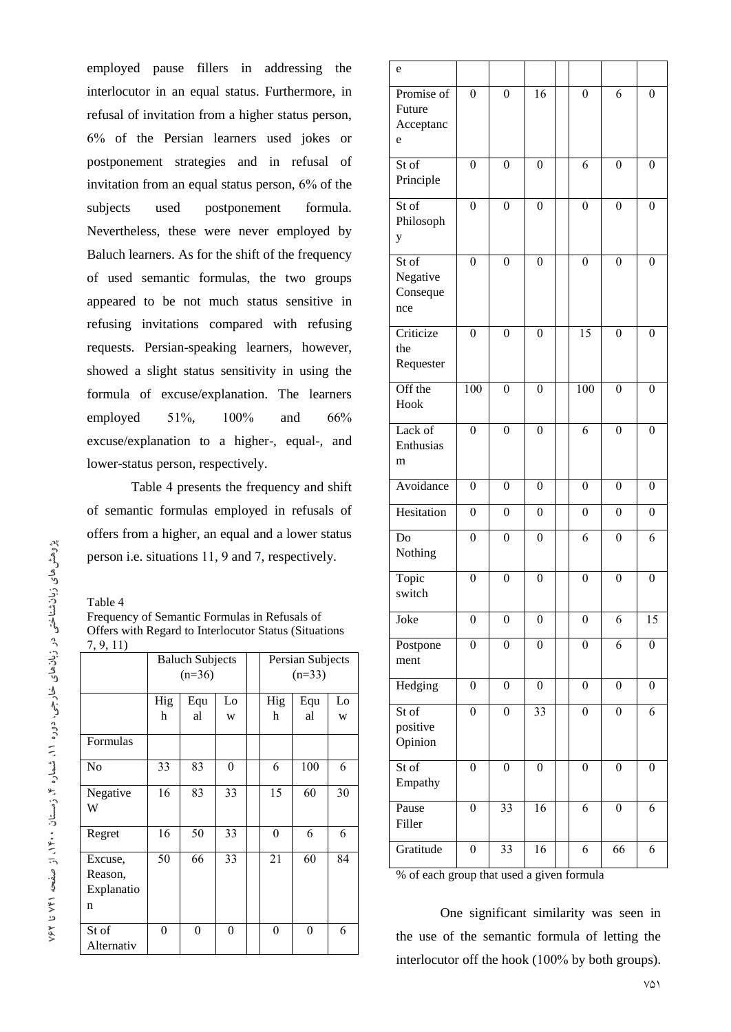employed pause fillers in addressing the interlocutor in an equal status. Furthermore, in refusal of invitation from a higher status person, 6% of the Persian learners used jokes or postponement strategies and in refusal of invitation from an equal status person, 6% of the subjects used postponement formula. Nevertheless, these were never employed by Baluch learners. As for the shift of the frequency of used semantic formulas, the two groups appeared to be not much status sensitive in refusing invitations compared with refusing requests. Persian-speaking learners, however, showed a slight status sensitivity in using the formula of excuse/explanation. The learners employed 51%, 100% and 66% excuse/explanation to a higher-, equal-, and lower-status person, respectively.

Table 4 presents the frequency and shift of semantic formulas employed in refusals of offers from a higher, an equal and a lower status person i.e. situations 11, 9 and 7, respectively.

Table 4
Frequency of Semantic Formulas in Refusals of Offers with Regard to Interlocutor Status (Situations 7, 9, 11)

| | Baluch Subjects (n=36) | | | | Persian Subjects (n=33) | | |
|---|---|---|---|---|---|---|---|
| | High | Equal | Low | | High | Equal | Low |
| Formulas | | | | | | | |
| No | 33 | 83 | 0 | | 6 | 100 | 6 |
| Negative W | 16 | 83 | 33 | | 15 | 60 | 30 |
| Regret | 16 | 50 | 33 | | 0 | 6 | 6 |
| Excuse, Reason, Explanation | 50 | 66 | 33 | | 21 | 60 | 84 |
| St of Alternative | 0 | 0 | 0 | | 0 | 0 | 6 |
| Promise of Future Acceptance | 0 | 0 | 16 | | 0 | 6 | 0 |
| St of Principle | 0 | 0 | 0 | | 6 | 0 | 0 |
| St of Philosophy | 0 | 0 | 0 | | 0 | 0 | 0 |
| St of Negative Consequence | 0 | 0 | 0 | | 0 | 0 | 0 |
| Criticize the Requester | 0 | 0 | 0 | | 15 | 0 | 0 |
| Off the Hook | 100 | 0 | 0 | | 100 | 0 | 0 |
| Lack of Enthusiasm | 0 | 0 | 0 | | 6 | 0 | 0 |
| Avoidance | 0 | 0 | 0 | | 0 | 0 | 0 |
| Hesitation | 0 | 0 | 0 | | 0 | 0 | 0 |
| Do Nothing | 0 | 0 | 0 | | 6 | 0 | 6 |
| Topic switch | 0 | 0 | 0 | | 0 | 0 | 0 |
| Joke | 0 | 0 | 0 | | 0 | 6 | 15 |
| Postponement | 0 | 0 | 0 | | 0 | 6 | 0 |
| Hedging | 0 | 0 | 0 | | 0 | 0 | 0 |
| St of positive Opinion | 0 | 0 | 33 | | 0 | 0 | 6 |
| St of Empathy | 0 | 0 | 0 | | 0 | 0 | 0 |
| Pause Filler | 0 | 33 | 16 | | 6 | 0 | 6 |
| Gratitude | 0 | 33 | 16 | | 6 | 66 | 6 |

% of each group that used a given formula

One significant similarity was seen in the use of the semantic formula of letting the interlocutor off the hook (100% by both groups).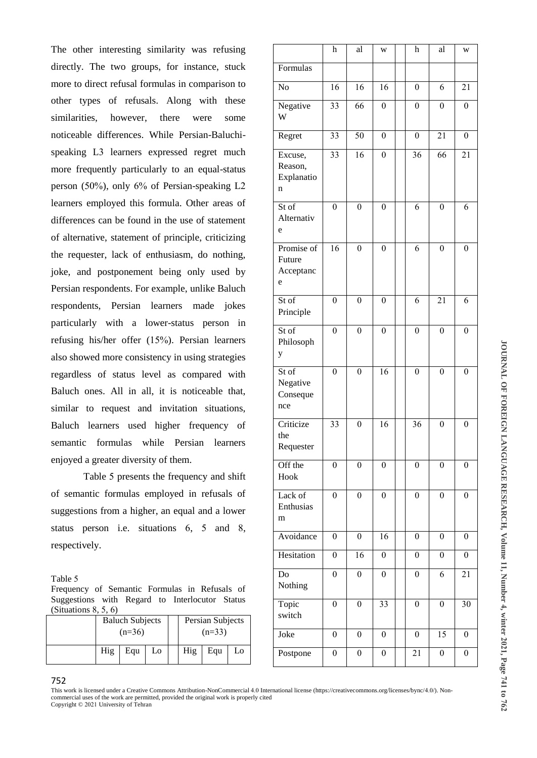The other interesting similarity was refusing directly. The two groups, for instance, stuck more to direct refusal formulas in comparison to other types of refusals. Along with these similarities, however, there were some noticeable differences. While Persian-Baluchi-speaking L3 learners expressed regret much more frequently particularly to an equal-status person (50%), only 6% of Persian-speaking L2 learners employed this formula. Other areas of differences can be found in the use of statement of alternative, statement of principle, criticizing the requester, lack of enthusiasm, do nothing, joke, and postponement being only used by Persian respondents. For example, unlike Baluch respondents, Persian learners made jokes particularly with a lower-status person in refusing his/her offer (15%). Persian learners also showed more consistency in using strategies regardless of status level as compared with Baluch ones. All in all, it is noticeable that, similar to request and invitation situations, Baluch learners used higher frequency of semantic formulas while Persian learners enjoyed a greater diversity of them.

Table 5 presents the frequency and shift of semantic formulas employed in refusals of suggestions from a higher, an equal and a lower status person i.e. situations 6, 5 and 8, respectively.

Table 5
Frequency of Semantic Formulas in Refusals of Suggestions with Regard to Interlocutor Status (Situations 8, 5, 6)

| | Baluch Subjects (n=36) | | | | Persian Subjects (n=33) | | |
|---|---|---|---|---|---|---|---|
| | High | Equal | Low | | High | Equal | Low |
| Formulas | | | | | | | |
| No | 16 | 16 | 16 | | 0 | 6 | 21 |
| Negative W | 33 | 66 | 0 | | 0 | 0 | 0 |
| Regret | 33 | 50 | 0 | | 0 | 21 | 0 |
| Excuse, Reason, Explanation | 33 | 16 | 0 | | 36 | 66 | 21 |
| St of Alternative | 0 | 0 | 0 | | 6 | 0 | 6 |
| Promise of Future Acceptance | 16 | 0 | 0 | | 6 | 0 | 0 |
| St of Principle | 0 | 0 | 0 | | 6 | 21 | 6 |
| St of Philosophy | 0 | 0 | 0 | | 0 | 0 | 0 |
| St of Negative Consequence | 0 | 0 | 16 | | 0 | 0 | 0 |
| Criticize the Requester | 33 | 0 | 16 | | 36 | 0 | 0 |
| Off the Hook | 0 | 0 | 0 | | 0 | 0 | 0 |
| Lack of Enthusiasm | 0 | 0 | 0 | | 0 | 0 | 0 |
| Avoidance | 0 | 0 | 16 | | 0 | 0 | 0 |
| Hesitation | 0 | 16 | 0 | | 0 | 0 | 0 |
| Do Nothing | 0 | 0 | 0 | | 0 | 6 | 21 |
| Topic switch | 0 | 0 | 33 | | 0 | 0 | 30 |
| Joke | 0 | 0 | 0 | | 0 | 15 | 0 |
| Postpone | 0 | 0 | 0 | | 21 | 0 | 0 |

This work is licensed under a Creative Commons Attribution-NonCommercial 4.0 International license (https://creativecommons.org/licenses/bync/4.0/). Non-commercial uses of the work are permitted, provided the original work is properly cited
Copyright © 2021 University of Tehran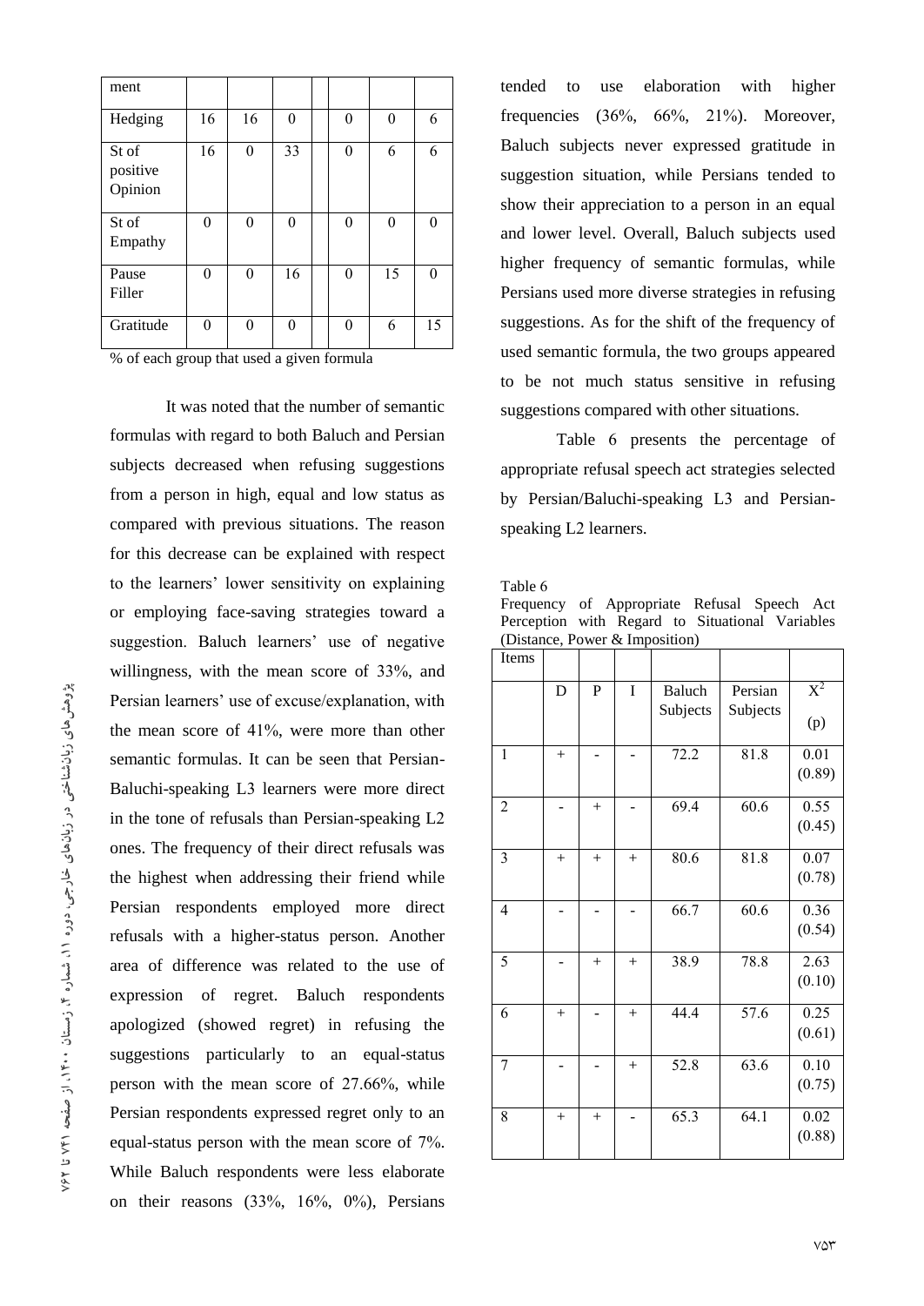| ment | | | | | | | |
|---|---|---|---|---|---|---|---|
| Hedging | 16 | 16 | 0 | | 0 | 0 | 6 |
| St of positive Opinion | 16 | 0 | 33 | | 0 | 6 | 6 |
| St of Empathy | 0 | 0 | 0 | | 0 | 0 | 0 |
| Pause Filler | 0 | 0 | 16 | | 0 | 15 | 0 |
| Gratitude | 0 | 0 | 0 | | 0 | 6 | 15 |

% of each group that used a given formula

It was noted that the number of semantic formulas with regard to both Baluch and Persian subjects decreased when refusing suggestions from a person in high, equal and low status as compared with previous situations. The reason for this decrease can be explained with respect to the learners' lower sensitivity on explaining or employing face-saving strategies toward a suggestion. Baluch learners' use of negative willingness, with the mean score of 33%, and Persian learners' use of excuse/explanation, with the mean score of 41%, were more than other semantic formulas. It can be seen that Persian-Baluchi-speaking L3 learners were more direct in the tone of refusals than Persian-speaking L2 ones. The frequency of their direct refusals was the highest when addressing their friend while Persian respondents employed more direct refusals with a higher-status person. Another area of difference was related to the use of expression of regret. Baluch respondents apologized (showed regret) in refusing the suggestions particularly to an equal-status person with the mean score of 27.66%, while Persian respondents expressed regret only to an equal-status person with the mean score of 7%. While Baluch respondents were less elaborate on their reasons (33%, 16%, 0%), Persians tended to use elaboration with higher frequencies (36%, 66%, 21%). Moreover, Baluch subjects never expressed gratitude in suggestion situation, while Persians tended to show their appreciation to a person in an equal and lower level. Overall, Baluch subjects used higher frequency of semantic formulas, while Persians used more diverse strategies in refusing suggestions. As for the shift of the frequency of used semantic formula, the two groups appeared to be not much status sensitive in refusing suggestions compared with other situations.

Table 6 presents the percentage of appropriate refusal speech act strategies selected by Persian/Baluchi-speaking L3 and Persian-speaking L2 learners.

Table 6
Frequency of Appropriate Refusal Speech Act Perception with Regard to Situational Variables (Distance, Power & Imposition)

| Items | | | | | | |
|---|---|---|---|---|---|---|
| | D | P | I | Baluch Subjects | Persian Subjects | $X^2$ (p) |
| 1 | + | - | - | 72.2 | 81.8 | 0.01 (0.89) |
| 2 | - | + | - | 69.4 | 60.6 | 0.55 (0.45) |
| 3 | + | + | + | 80.6 | 81.8 | 0.07 (0.78) |
| 4 | - | - | - | 66.7 | 60.6 | 0.36 (0.54) |
| 5 | - | + | + | 38.9 | 78.8 | 2.63 (0.10) |
| 6 | + | - | + | 44.4 | 57.6 | 0.25 (0.61) |
| 7 | - | - | + | 52.8 | 63.6 | 0.10 (0.75) |
| 8 | + | + | - | 65.3 | 64.1 | 0.02 (0.88) |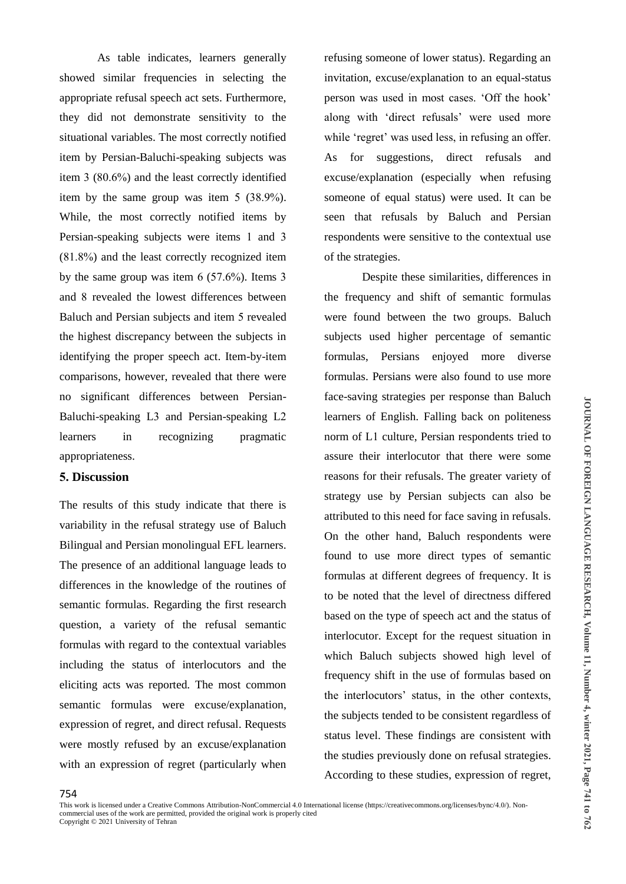As table indicates, learners generally showed similar frequencies in selecting the appropriate refusal speech act sets. Furthermore, they did not demonstrate sensitivity to the situational variables. The most correctly notified item by Persian-Baluchi-speaking subjects was item 3 (80.6%) and the least correctly identified item by the same group was item 5 (38.9%). While, the most correctly notified items by Persian-speaking subjects were items 1 and 3 (81.8%) and the least correctly recognized item by the same group was item 6 (57.6%). Items 3 and 8 revealed the lowest differences between Baluch and Persian subjects and item 5 revealed the highest discrepancy between the subjects in identifying the proper speech act. Item-by-item comparisons, however, revealed that there were no significant differences between Persian-Baluchi-speaking L3 and Persian-speaking L2 learners in recognizing pragmatic appropriateness.

## 5. Discussion

The results of this study indicate that there is variability in the refusal strategy use of Baluch Bilingual and Persian monolingual EFL learners. The presence of an additional language leads to differences in the knowledge of the routines of semantic formulas. Regarding the first research question, a variety of the refusal semantic formulas with regard to the contextual variables including the status of interlocutors and the eliciting acts was reported. The most common semantic formulas were excuse/explanation, expression of regret, and direct refusal. Requests were mostly refused by an excuse/explanation with an expression of regret (particularly when refusing someone of lower status). Regarding an invitation, excuse/explanation to an equal-status person was used in most cases. 'Off the hook' along with 'direct refusals' were used more while 'regret' was used less, in refusing an offer. As for suggestions, direct refusals and excuse/explanation (especially when refusing someone of equal status) were used. It can be seen that refusals by Baluch and Persian respondents were sensitive to the contextual use of the strategies.

Despite these similarities, differences in the frequency and shift of semantic formulas were found between the two groups. Baluch subjects used higher percentage of semantic formulas, Persians enjoyed more diverse formulas. Persians were also found to use more face-saving strategies per response than Baluch learners of English. Falling back on politeness norm of L1 culture, Persian respondents tried to assure their interlocutor that there were some reasons for their refusals. The greater variety of strategy use by Persian subjects can also be attributed to this need for face saving in refusals. On the other hand, Baluch respondents were found to use more direct types of semantic formulas at different degrees of frequency. It is to be noted that the level of directness differed based on the type of speech act and the status of interlocutor. Except for the request situation in which Baluch subjects showed high level of frequency shift in the use of formulas based on the interlocutors' status, in the other contexts, the subjects tended to be consistent regardless of status level. These findings are consistent with the studies previously done on refusal strategies. According to these studies, expression of regret,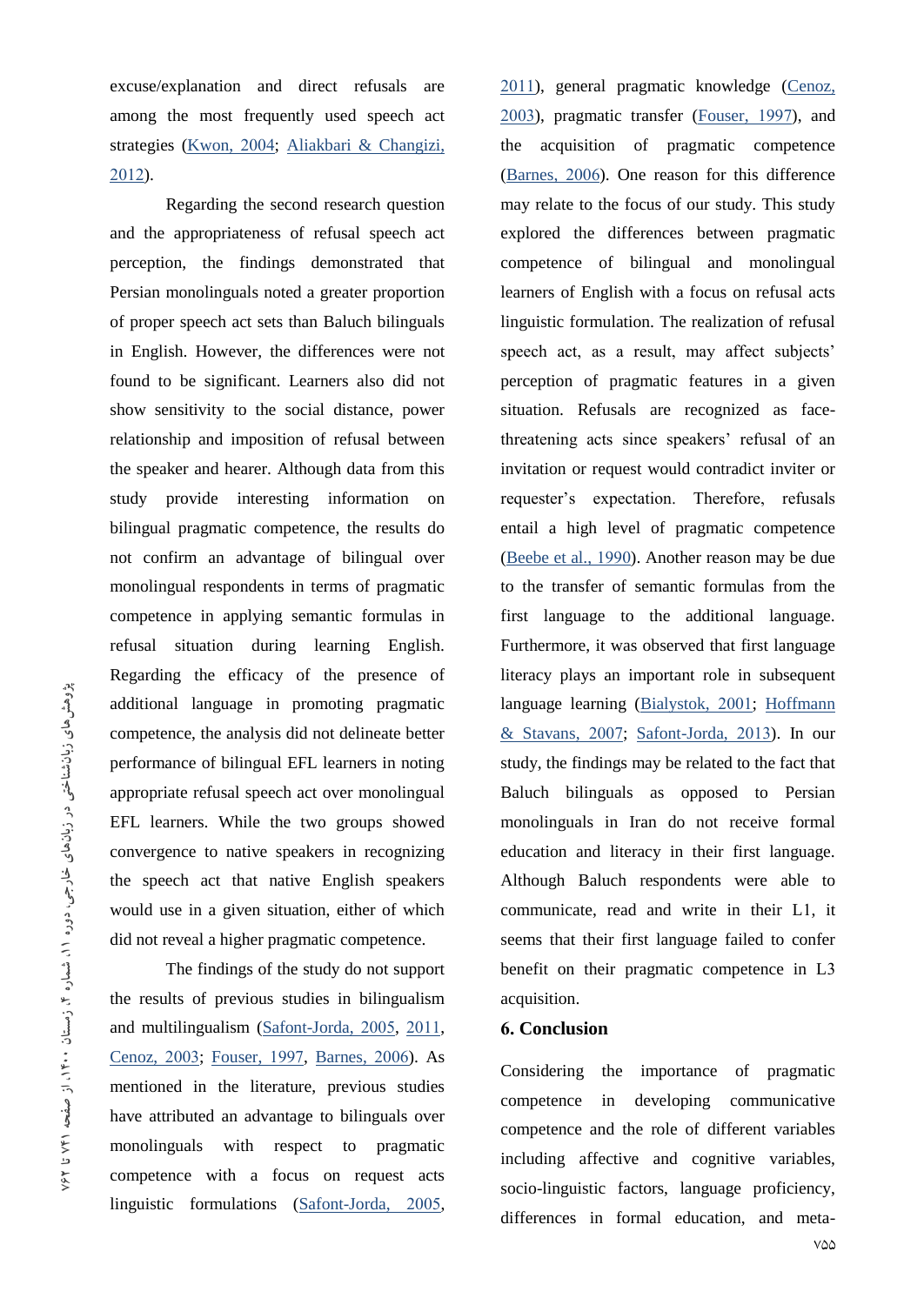excuse/explanation and direct refusals are among the most frequently used speech act strategies (Kwon, 2004; Aliakbari & Changizi, 2012).

Regarding the second research question and the appropriateness of refusal speech act perception, the findings demonstrated that Persian monolinguals noted a greater proportion of proper speech act sets than Baluch bilinguals in English. However, the differences were not found to be significant. Learners also did not show sensitivity to the social distance, power relationship and imposition of refusal between the speaker and hearer. Although data from this study provide interesting information on bilingual pragmatic competence, the results do not confirm an advantage of bilingual over monolingual respondents in terms of pragmatic competence in applying semantic formulas in refusal situation during learning English. Regarding the efficacy of the presence of additional language in promoting pragmatic competence, the analysis did not delineate better performance of bilingual EFL learners in noting appropriate refusal speech act over monolingual EFL learners. While the two groups showed convergence to native speakers in recognizing the speech act that native English speakers would use in a given situation, either of which did not reveal a higher pragmatic competence.

The findings of the study do not support the results of previous studies in bilingualism and multilingualism (Safont-Jorda, 2005, 2011, Cenoz, 2003; Fouser, 1997, Barnes, 2006). As mentioned in the literature, previous studies have attributed an advantage to bilinguals over monolinguals with respect to pragmatic competence with a focus on request acts linguistic formulations (Safont-Jorda, 2005, 2011), general pragmatic knowledge (Cenoz, 2003), pragmatic transfer (Fouser, 1997), and the acquisition of pragmatic competence (Barnes, 2006). One reason for this difference may relate to the focus of our study. This study explored the differences between pragmatic competence of bilingual and monolingual learners of English with a focus on refusal acts linguistic formulation. The realization of refusal speech act, as a result, may affect subjects' perception of pragmatic features in a given situation. Refusals are recognized as face-threatening acts since speakers' refusal of an invitation or request would contradict inviter or requester's expectation. Therefore, refusals entail a high level of pragmatic competence (Beebe et al., 1990). Another reason may be due to the transfer of semantic formulas from the first language to the additional language. Furthermore, it was observed that first language literacy plays an important role in subsequent language learning (Bialystok, 2001; Hoffmann & Stavans, 2007; Safont-Jorda, 2013). In our study, the findings may be related to the fact that Baluch bilinguals as opposed to Persian monolinguals in Iran do not receive formal education and literacy in their first language. Although Baluch respondents were able to communicate, read and write in their L1, it seems that their first language failed to confer benefit on their pragmatic competence in L3 acquisition.

## 6. Conclusion

Considering the importance of pragmatic competence in developing communicative competence and the role of different variables including affective and cognitive variables, socio-linguistic factors, language proficiency, differences in formal education, and meta-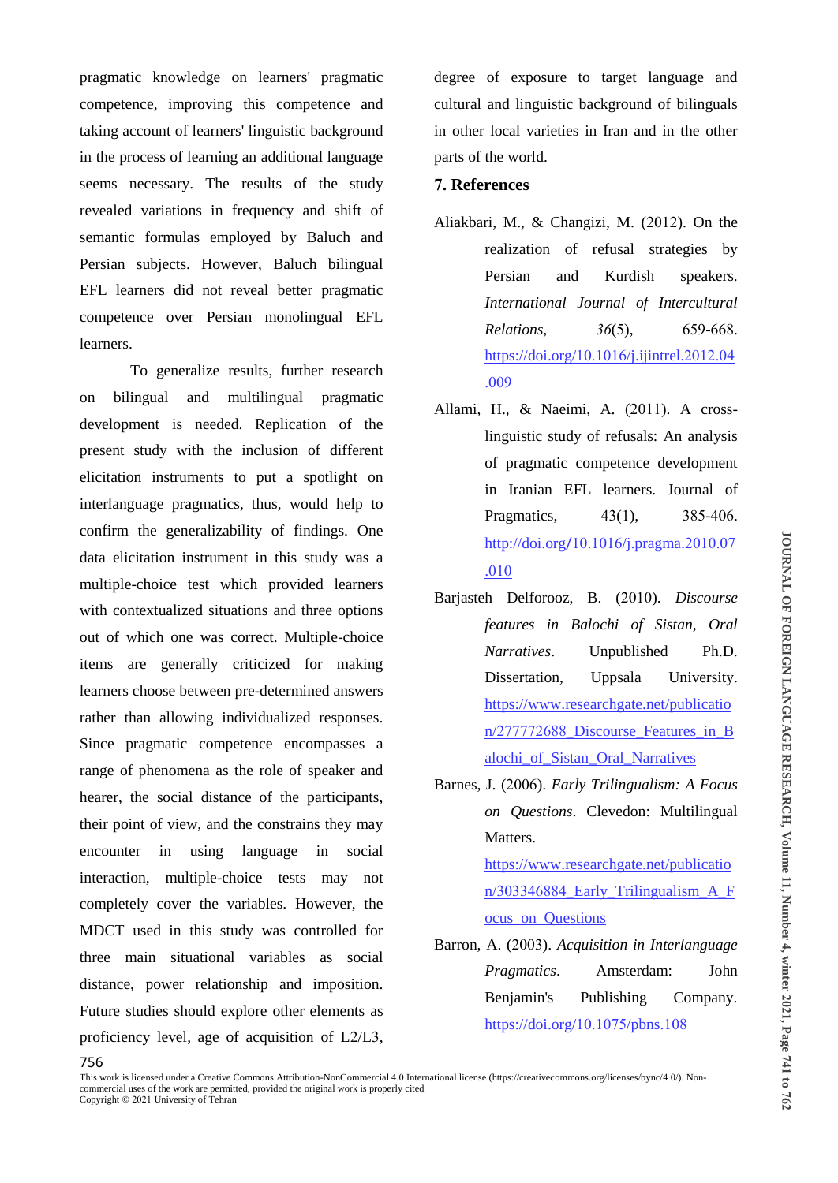pragmatic knowledge on learners' pragmatic competence, improving this competence and taking account of learners' linguistic background in the process of learning an additional language seems necessary. The results of the study revealed variations in frequency and shift of semantic formulas employed by Baluch and Persian subjects. However, Baluch bilingual EFL learners did not reveal better pragmatic competence over Persian monolingual EFL learners.

To generalize results, further research on bilingual and multilingual pragmatic development is needed. Replication of the present study with the inclusion of different elicitation instruments to put a spotlight on interlanguage pragmatics, thus, would help to confirm the generalizability of findings. One data elicitation instrument in this study was a multiple-choice test which provided learners with contextualized situations and three options out of which one was correct. Multiple-choice items are generally criticized for making learners choose between pre-determined answers rather than allowing individualized responses. Since pragmatic competence encompasses a range of phenomena as the role of speaker and hearer, the social distance of the participants, their point of view, and the constrains they may encounter in using language in social interaction, multiple-choice tests may not completely cover the variables. However, the MDCT used in this study was controlled for three main situational variables as social distance, power relationship and imposition. Future studies should explore other elements as proficiency level, age of acquisition of L2/L3, degree of exposure to target language and cultural and linguistic background of bilinguals in other local varieties in Iran and in the other parts of the world.

## 7. References

Aliakbari, M., & Changizi, M. (2012). On the realization of refusal strategies by Persian and Kurdish speakers. *International Journal of Intercultural Relations*, *36*(5), 659-668. https://doi.org/10.1016/j.ijintrel.2012.04.009

Allami, H., & Naeimi, A. (2011). A cross-linguistic study of refusals: An analysis of pragmatic competence development in Iranian EFL learners. Journal of Pragmatics, 43(1), 385-406. http://doi.org/10.1016/j.pragma.2010.07.010

Barjasteh Delforooz, B. (2010). *Discourse features in Balochi of Sistan, Oral Narratives*. Unpublished Ph.D. Dissertation, Uppsala University. https://www.researchgate.net/publication/277772688_Discourse_Features_in_Balochi_of_Sistan_Oral_Narratives

Barnes, J. (2006). *Early Trilingualism: A Focus on Questions*. Clevedon: Multilingual Matters. https://www.researchgate.net/publication/303346884_Early_Trilingualism_A_Focus_on_Questions

Barron, A. (2003). *Acquisition in Interlanguage Pragmatics*. Amsterdam: John Benjamin's Publishing Company. https://doi.org/10.1075/pbns.108

This work is licensed under a Creative Commons Attribution-NonCommercial 4.0 International license (https://creativecommons.org/licenses/bync/4.0/). Non-commercial uses of the work are permitted, provided the original work is properly cited
Copyright © 2021 University of Tehran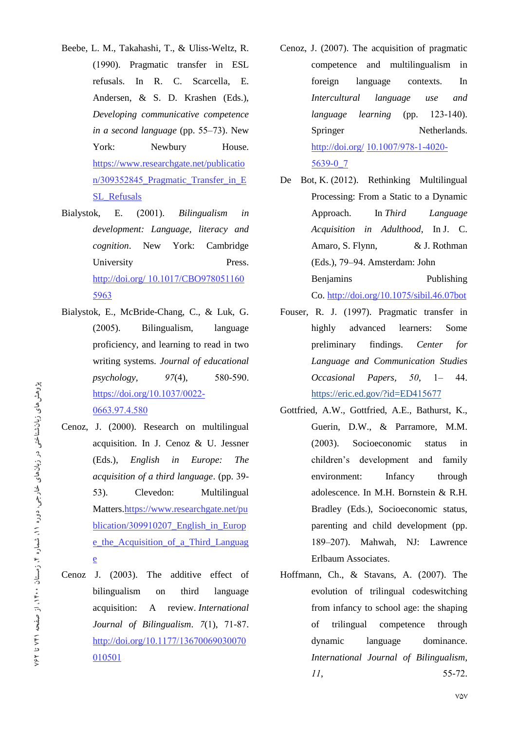Beebe, L. M., Takahashi, T., & Uliss-Weltz, R. (1990). Pragmatic transfer in ESL refusals. In R. C. Scarcella, E. Andersen, & S. D. Krashen (Eds.), *Developing communicative competence in a second language* (pp. 55–73). New York: Newbury House. https://www.researchgate.net/publication/309352845_Pragmatic_Transfer_in_ESL_Refusals

Bialystok, E. (2001). *Bilingualism in development: Language, literacy and cognition*. New York: Cambridge University Press. http://doi.org/ 10.1017/CBO9780511605963

Bialystok, E., McBride-Chang, C., & Luk, G. (2005). Bilingualism, language proficiency, and learning to read in two writing systems. *Journal of educational psychology*, *97*(4), 580-590. https://doi.org/10.1037/0022-0663.97.4.580

Cenoz, J. (2000). Research on multilingual acquisition. In J. Cenoz & U. Jessner (Eds.), *English in Europe: The acquisition of a third language*. (pp. 39-53). Clevedon: Multilingual Matters.https://www.researchgate.net/publication/309910207_English_in_Europe_the_Acquisition_of_a_Third_Language

Cenoz J. (2003). The additive effect of bilingualism on third language acquisition: A review. *International Journal of Bilingualism*. *7*(1), 71-87. http://doi.org/10.1177/13670069030070010501

Cenoz, J. (2007). The acquisition of pragmatic competence and multilingualism in foreign language contexts. In *Intercultural language use and language learning* (pp. 123-140). Springer Netherlands. http://doi.org/ 10.1007/978-1-4020-5639-0_7

De Bot, K. (2012). Rethinking Multilingual Processing: From a Static to a Dynamic Approach. In *Third Language Acquisition in Adulthood*, In J. C. Amaro, S. Flynn, & J. Rothman (Eds.), 79–94. Amsterdam: John Benjamins Publishing Co. http://doi.org/10.1075/sibil.46.07bot

Fouser, R. J. (1997). Pragmatic transfer in highly advanced learners: Some preliminary findings. *Center for Language and Communication Studies Occasional Papers*, *50*, 1– 44. https://eric.ed.gov/?id=ED415677

Gottfried, A.W., Gottfried, A.E., Bathurst, K., Guerin, D.W., & Parramore, M.M. (2003). Socioeconomic status in children's development and family environment: Infancy through adolescence. In M.H. Bornstein & R.H. Bradley (Eds.), Socioeconomic status, parenting and child development (pp. 189–207). Mahwah, NJ: Lawrence Erlbaum Associates.

Hoffmann, Ch., & Stavans, A. (2007). The evolution of trilingual codeswitching from infancy to school age: the shaping of trilingual competence through dynamic language dominance. *International Journal of Bilingualism*, *11*, 55-72.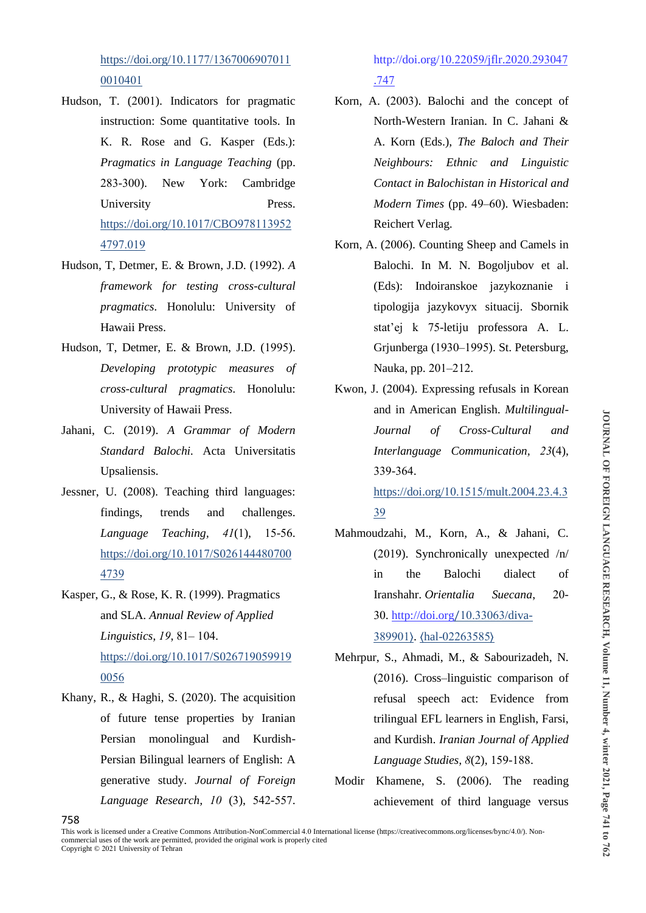https://doi.org/10.1177/13670069070110010401

Hudson, T. (2001). Indicators for pragmatic instruction: Some quantitative tools. In K. R. Rose and G. Kasper (Eds.): *Pragmatics in Language Teaching* (pp. 283-300). New York: Cambridge University Press. https://doi.org/10.1017/CBO9781139524797.019

Hudson, T, Detmer, E. & Brown, J.D. (1992). *A framework for testing cross-cultural pragmatics*. Honolulu: University of Hawaii Press.

Hudson, T, Detmer, E. & Brown, J.D. (1995). *Developing prototypic measures of cross-cultural pragmatics*. Honolulu: University of Hawaii Press.

Jahani, C. (2019). *A Grammar of Modern Standard Balochi*. Acta Universitatis Upsaliensis.

Jessner, U. (2008). Teaching third languages: findings, trends and challenges. *Language Teaching*, *41*(1), 15-56. https://doi.org/10.1017/S0261444807004739

Kasper, G., & Rose, K. R. (1999). Pragmatics and SLA. *Annual Review of Applied Linguistics*, *19*, 81– 104. https://doi.org/10.1017/S0267190599190056

Khany, R., & Haghi, S. (2020). The acquisition of future tense properties by Iranian Persian monolingual and Kurdish-Persian Bilingual learners of English: A generative study. *Journal of Foreign Language Research*, *10* (3), 542-557. http://doi.org/10.22059/jflr.2020.293047.747

Korn, A. (2003). Balochi and the concept of North-Western Iranian. In C. Jahani & A. Korn (Eds.), *The Baloch and Their Neighbours: Ethnic and Linguistic Contact in Balochistan in Historical and Modern Times* (pp. 49–60). Wiesbaden: Reichert Verlag.

Korn, A. (2006). Counting Sheep and Camels in Balochi. In M. N. Bogoljubov et al. (Eds): Indoiranskoe jazykoznanie i tipologija jazykovyx situacij. Sbornik stat'ej k 75-letiju professora A. L. Grjunberga (1930–1995). St. Petersburg, Nauka, pp. 201–212.

Kwon, J. (2004). Expressing refusals in Korean and in American English. *Multilingual-Journal of Cross-Cultural and Interlanguage Communication*, *23*(4), 339-364. https://doi.org/10.1515/mult.2004.23.4.339

Mahmoudzahi, M., Korn, A., & Jahani, C. (2019). Synchronically unexpected /n/ in the Balochi dialect of Iranshahr. *Orientalia Suecana*, 20-30. http://doi.org/10.33063/diva-389901⟩. ⟨hal-02263585⟩

Mehrpur, S., Ahmadi, M., & Sabourizadeh, N. (2016). Cross–linguistic comparison of refusal speech act: Evidence from trilingual EFL learners in English, Farsi, and Kurdish. *Iranian Journal of Applied Language Studies*, *8*(2), 159-188.

Modir Khamene, S. (2006). The reading achievement of third language versus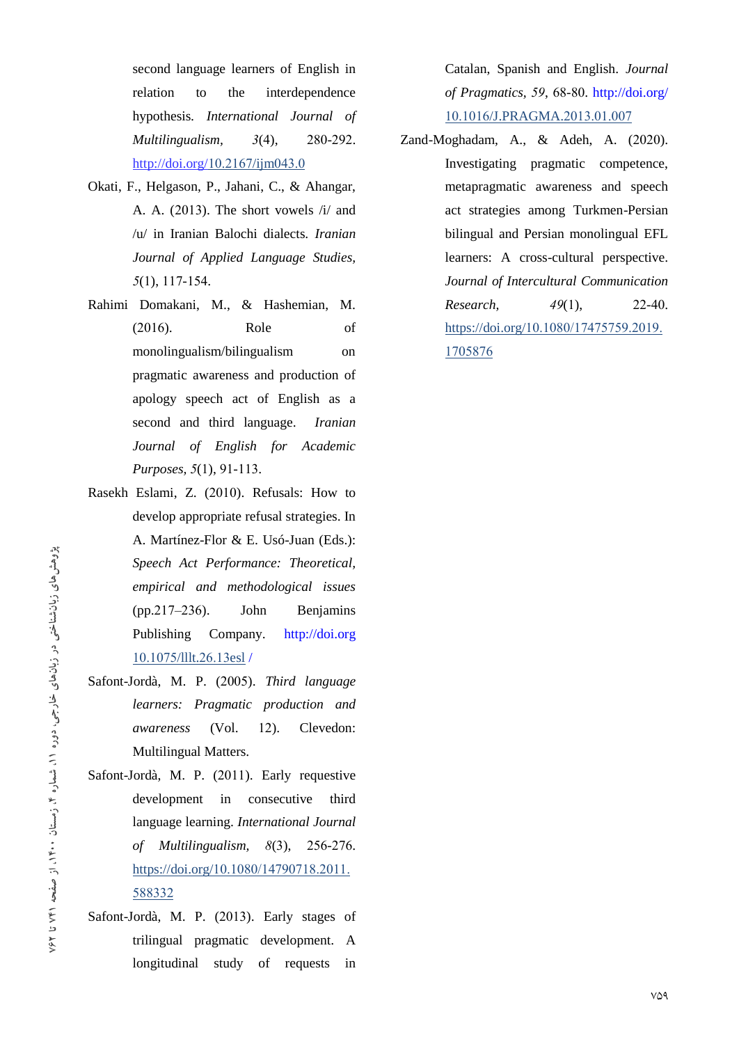second language learners of English in relation to the interdependence hypothesis. *International Journal of Multilingualism*, *3*(4), 280-292. http://doi.org/10.2167/ijm043.0

Okati, F., Helgason, P., Jahani, C., & Ahangar, A. A. (2013). The short vowels /i/ and /u/ in Iranian Balochi dialects. *Iranian Journal of Applied Language Studies*, *5*(1), 117-154.

Rahimi Domakani, M., & Hashemian, M. (2016). Role of monolingualism/bilingualism on pragmatic awareness and production of apology speech act of English as a second and third language. *Iranian Journal of English for Academic Purposes*, *5*(1), 91-113.

Rasekh Eslami, Z. (2010). Refusals: How to develop appropriate refusal strategies. In A. Martínez-Flor & E. Usó-Juan (Eds.): *Speech Act Performance: Theoretical, empirical and methodological issues* (pp.217–236). John Benjamins Publishing Company. http://doi.org 10.1075/lllt.26.13esl /

Safont-Jordà, M. P. (2005). *Third language learners: Pragmatic production and awareness* (Vol. 12). Clevedon: Multilingual Matters.

Safont-Jordà, M. P. (2011). Early requestive development in consecutive third language learning. *International Journal of Multilingualism*, *8*(3), 256-276. https://doi.org/10.1080/14790718.2011.588332

Safont-Jordà, M. P. (2013). Early stages of trilingual pragmatic development. A longitudinal study of requests in Catalan, Spanish and English. *Journal of Pragmatics*, *59*, 68-80. http://doi.org/10.1016/J.PRAGMA.2013.01.007

Zand-Moghadam, A., & Adeh, A. (2020). Investigating pragmatic competence, metapragmatic awareness and speech act strategies among Turkmen-Persian bilingual and Persian monolingual EFL learners: A cross-cultural perspective. *Journal of Intercultural Communication Research*, *49*(1), 22-40. https://doi.org/10.1080/17475759.2019.1705876